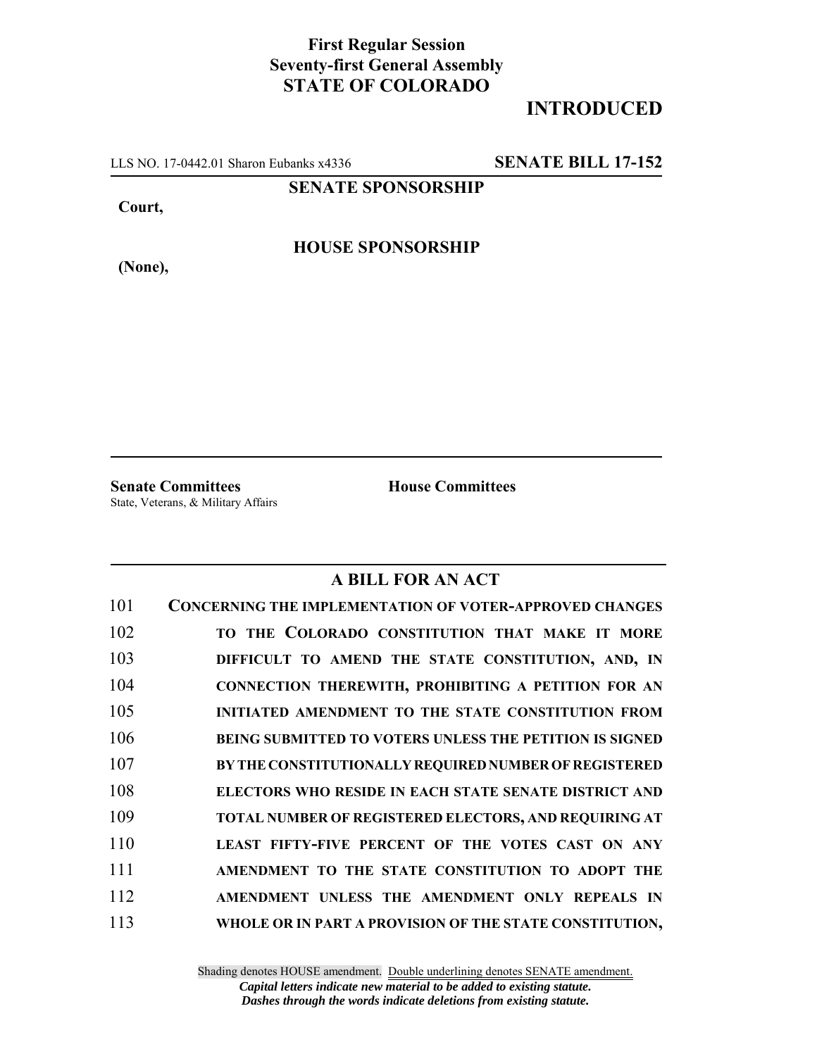**First Regular Session**
**Seventy-first General Assembly**
**STATE OF COLORADO**

# INTRODUCED

LLS NO. 17-0442.01 Sharon Eubanks x4336 **SENATE BILL 17-152**

**SENATE SPONSORSHIP**

**Court,**

**HOUSE SPONSORSHIP**

**(None),**

**Senate Committees**
State, Veterans, & Military Affairs

**House Committees**

## A BILL FOR AN ACT

101 **CONCERNING THE IMPLEMENTATION OF VOTER-APPROVED CHANGES**
102 **TO THE COLORADO CONSTITUTION THAT MAKE IT MORE**
103 **DIFFICULT TO AMEND THE STATE CONSTITUTION, AND, IN**
104 **CONNECTION THEREWITH, PROHIBITING A PETITION FOR AN**
105 **INITIATED AMENDMENT TO THE STATE CONSTITUTION FROM**
106 **BEING SUBMITTED TO VOTERS UNLESS THE PETITION IS SIGNED**
107 **BY THE CONSTITUTIONALLY REQUIRED NUMBER OF REGISTERED**
108 **ELECTORS WHO RESIDE IN EACH STATE SENATE DISTRICT AND**
109 **TOTAL NUMBER OF REGISTERED ELECTORS, AND REQUIRING AT**
110 **LEAST FIFTY-FIVE PERCENT OF THE VOTES CAST ON ANY**
111 **AMENDMENT TO THE STATE CONSTITUTION TO ADOPT THE**
112 **AMENDMENT UNLESS THE AMENDMENT ONLY REPEALS IN**
113 **WHOLE OR IN PART A PROVISION OF THE STATE CONSTITUTION,**

Shading denotes HOUSE amendment. Double underlining denotes SENATE amendment.
*Capital letters indicate new material to be added to existing statute.*
*Dashes through the words indicate deletions from existing statute.*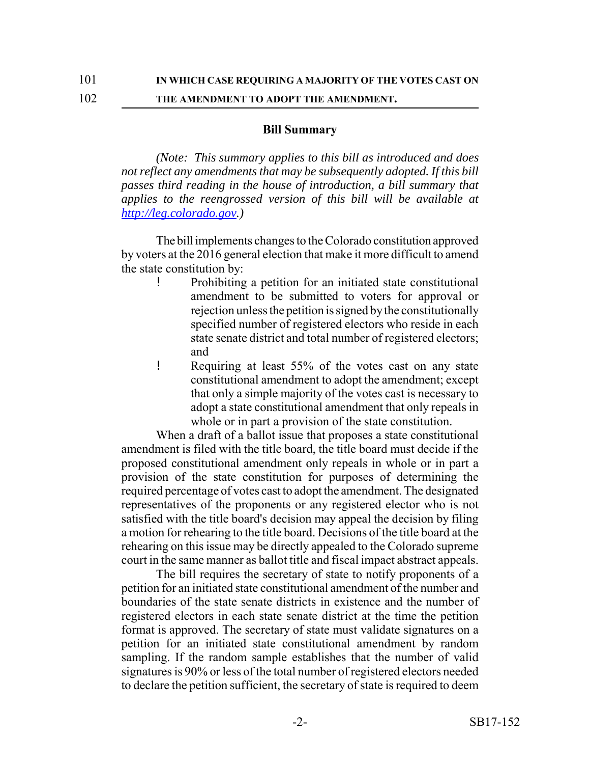101 **IN WHICH CASE REQUIRING A MAJORITY OF THE VOTES CAST ON**
102 **THE AMENDMENT TO ADOPT THE AMENDMENT.**

### Bill Summary

*(Note: This summary applies to this bill as introduced and does not reflect any amendments that may be subsequently adopted. If this bill passes third reading in the house of introduction, a bill summary that applies to the reengrossed version of this bill will be available at http://leg.colorado.gov.)*

The bill implements changes to the Colorado constitution approved by voters at the 2016 general election that make it more difficult to amend the state constitution by:

- Prohibiting a petition for an initiated state constitutional amendment to be submitted to voters for approval or rejection unless the petition is signed by the constitutionally specified number of registered electors who reside in each state senate district and total number of registered electors; and
- Requiring at least 55% of the votes cast on any state constitutional amendment to adopt the amendment; except that only a simple majority of the votes cast is necessary to adopt a state constitutional amendment that only repeals in whole or in part a provision of the state constitution.

When a draft of a ballot issue that proposes a state constitutional amendment is filed with the title board, the title board must decide if the proposed constitutional amendment only repeals in whole or in part a provision of the state constitution for purposes of determining the required percentage of votes cast to adopt the amendment. The designated representatives of the proponents or any registered elector who is not satisfied with the title board's decision may appeal the decision by filing a motion for rehearing to the title board. Decisions of the title board at the rehearing on this issue may be directly appealed to the Colorado supreme court in the same manner as ballot title and fiscal impact abstract appeals.

The bill requires the secretary of state to notify proponents of a petition for an initiated state constitutional amendment of the number and boundaries of the state senate districts in existence and the number of registered electors in each state senate district at the time the petition format is approved. The secretary of state must validate signatures on a petition for an initiated state constitutional amendment by random sampling. If the random sample establishes that the number of valid signatures is 90% or less of the total number of registered electors needed to declare the petition sufficient, the secretary of state is required to deem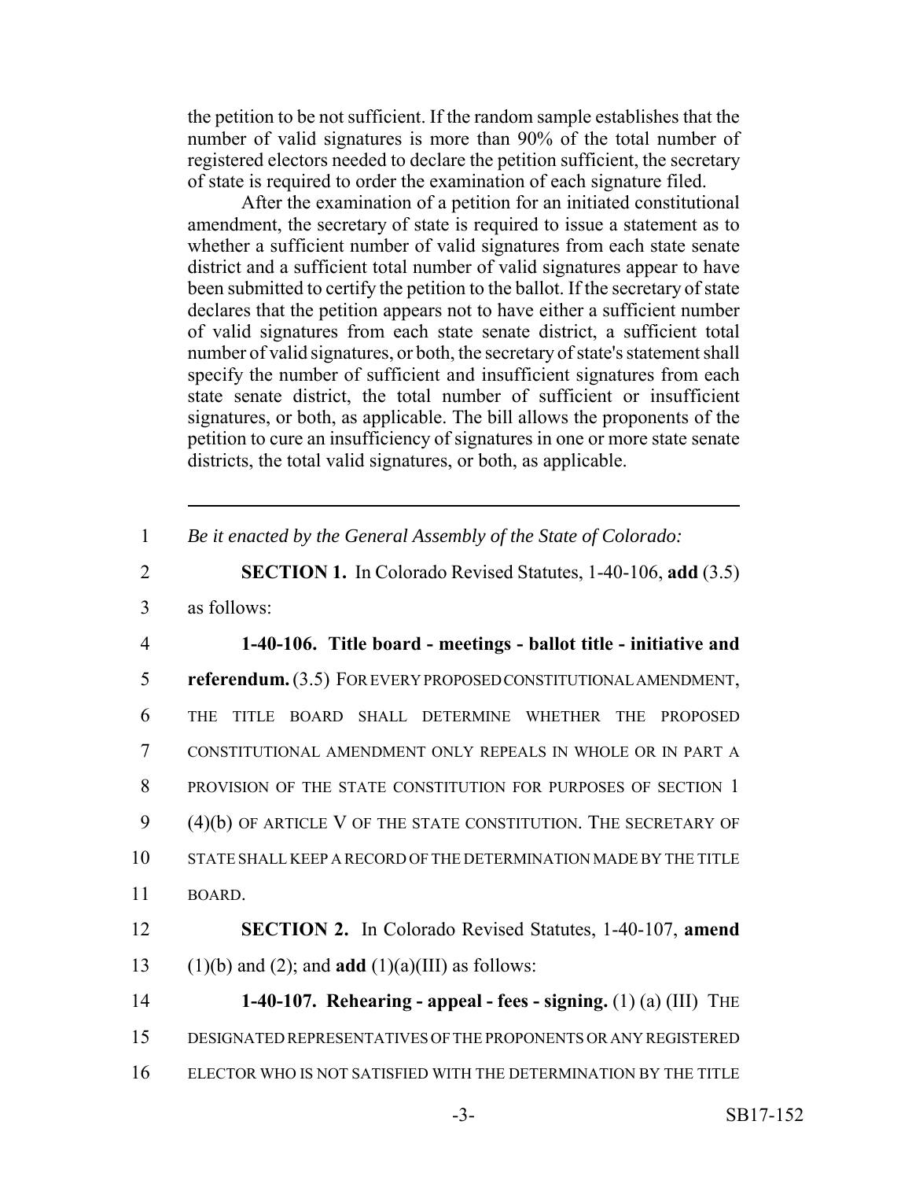the petition to be not sufficient. If the random sample establishes that the number of valid signatures is more than 90% of the total number of registered electors needed to declare the petition sufficient, the secretary of state is required to order the examination of each signature filed.

After the examination of a petition for an initiated constitutional amendment, the secretary of state is required to issue a statement as to whether a sufficient number of valid signatures from each state senate district and a sufficient total number of valid signatures appear to have been submitted to certify the petition to the ballot. If the secretary of state declares that the petition appears not to have either a sufficient number of valid signatures from each state senate district, a sufficient total number of valid signatures, or both, the secretary of state's statement shall specify the number of sufficient and insufficient signatures from each state senate district, the total number of sufficient or insufficient signatures, or both, as applicable. The bill allows the proponents of the petition to cure an insufficiency of signatures in one or more state senate districts, the total valid signatures, or both, as applicable.

---

1 *Be it enacted by the General Assembly of the State of Colorado:*

2 **SECTION 1.** In Colorado Revised Statutes, 1-40-106, **add** (3.5)
3 as follows:

4 **1-40-106. Title board - meetings - ballot title - initiative and**
5 **referendum.** (3.5) FOR EVERY PROPOSED CONSTITUTIONAL AMENDMENT,
6 THE TITLE BOARD SHALL DETERMINE WHETHER THE PROPOSED
7 CONSTITUTIONAL AMENDMENT ONLY REPEALS IN WHOLE OR IN PART A
8 PROVISION OF THE STATE CONSTITUTION FOR PURPOSES OF SECTION 1
9 (4)(b) OF ARTICLE V OF THE STATE CONSTITUTION. THE SECRETARY OF
10 STATE SHALL KEEP A RECORD OF THE DETERMINATION MADE BY THE TITLE
11 BOARD.

12 **SECTION 2.** In Colorado Revised Statutes, 1-40-107, **amend**
13 (1)(b) and (2); and **add** (1)(a)(III) as follows:

14 **1-40-107. Rehearing - appeal - fees - signing.** (1) (a) (III) THE
15 DESIGNATED REPRESENTATIVES OF THE PROPONENTS OR ANY REGISTERED
16 ELECTOR WHO IS NOT SATISFIED WITH THE DETERMINATION BY THE TITLE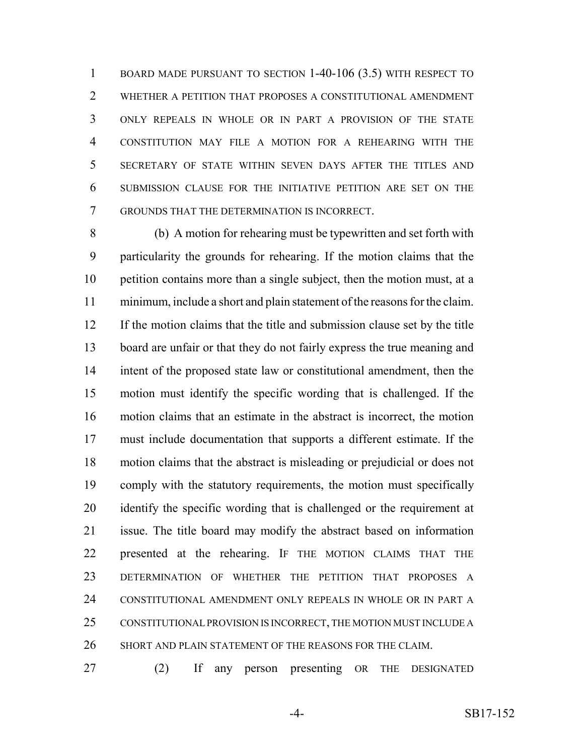BOARD MADE PURSUANT TO SECTION 1-40-106 (3.5) WITH RESPECT TO WHETHER A PETITION THAT PROPOSES A CONSTITUTIONAL AMENDMENT ONLY REPEALS IN WHOLE OR IN PART A PROVISION OF THE STATE CONSTITUTION MAY FILE A MOTION FOR A REHEARING WITH THE SECRETARY OF STATE WITHIN SEVEN DAYS AFTER THE TITLES AND SUBMISSION CLAUSE FOR THE INITIATIVE PETITION ARE SET ON THE GROUNDS THAT THE DETERMINATION IS INCORRECT.

(b) A motion for rehearing must be typewritten and set forth with particularity the grounds for rehearing. If the motion claims that the petition contains more than a single subject, then the motion must, at a minimum, include a short and plain statement of the reasons for the claim. If the motion claims that the title and submission clause set by the title board are unfair or that they do not fairly express the true meaning and intent of the proposed state law or constitutional amendment, then the motion must identify the specific wording that is challenged. If the motion claims that an estimate in the abstract is incorrect, the motion must include documentation that supports a different estimate. If the motion claims that the abstract is misleading or prejudicial or does not comply with the statutory requirements, the motion must specifically identify the specific wording that is challenged or the requirement at issue. The title board may modify the abstract based on information presented at the rehearing. IF THE MOTION CLAIMS THAT THE DETERMINATION OF WHETHER THE PETITION THAT PROPOSES A CONSTITUTIONAL AMENDMENT ONLY REPEALS IN WHOLE OR IN PART A CONSTITUTIONAL PROVISION IS INCORRECT, THE MOTION MUST INCLUDE A SHORT AND PLAIN STATEMENT OF THE REASONS FOR THE CLAIM.

(2) If any person presenting OR THE DESIGNATED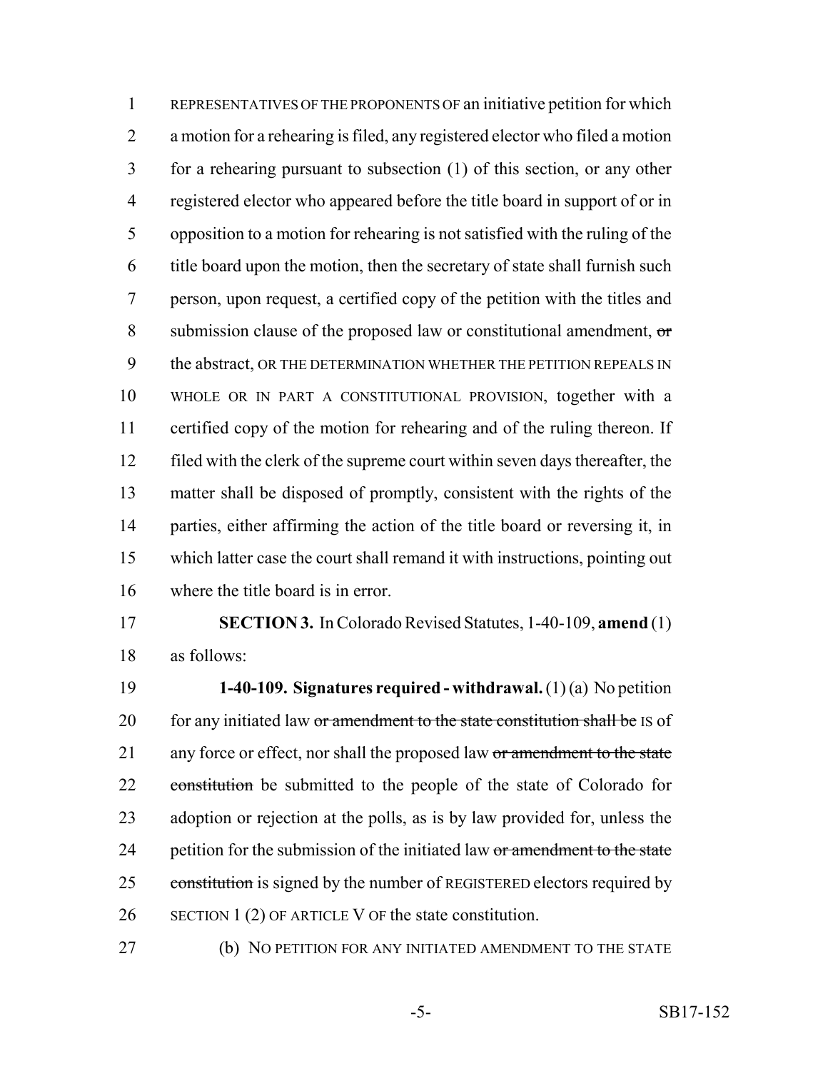REPRESENTATIVES OF THE PROPONENTS OF an initiative petition for which a motion for a rehearing is filed, any registered elector who filed a motion for a rehearing pursuant to subsection (1) of this section, or any other registered elector who appeared before the title board in support of or in opposition to a motion for rehearing is not satisfied with the ruling of the title board upon the motion, then the secretary of state shall furnish such person, upon request, a certified copy of the petition with the titles and submission clause of the proposed law or constitutional amendment, ~~or~~ the abstract, OR THE DETERMINATION WHETHER THE PETITION REPEALS IN WHOLE OR IN PART A CONSTITUTIONAL PROVISION, together with a certified copy of the motion for rehearing and of the ruling thereon. If filed with the clerk of the supreme court within seven days thereafter, the matter shall be disposed of promptly, consistent with the rights of the parties, either affirming the action of the title board or reversing it, in which latter case the court shall remand it with instructions, pointing out where the title board is in error.

**SECTION 3.** In Colorado Revised Statutes, 1-40-109, **amend** (1) as follows:

**1-40-109. Signatures required - withdrawal.** (1) (a) No petition for any initiated law ~~or amendment to the state constitution shall be~~ IS of any force or effect, nor shall the proposed law ~~or amendment to the state constitution~~ be submitted to the people of the state of Colorado for adoption or rejection at the polls, as is by law provided for, unless the petition for the submission of the initiated law ~~or amendment to the state constitution~~ is signed by the number of REGISTERED electors required by SECTION 1 (2) OF ARTICLE V OF the state constitution.

(b) NO PETITION FOR ANY INITIATED AMENDMENT TO THE STATE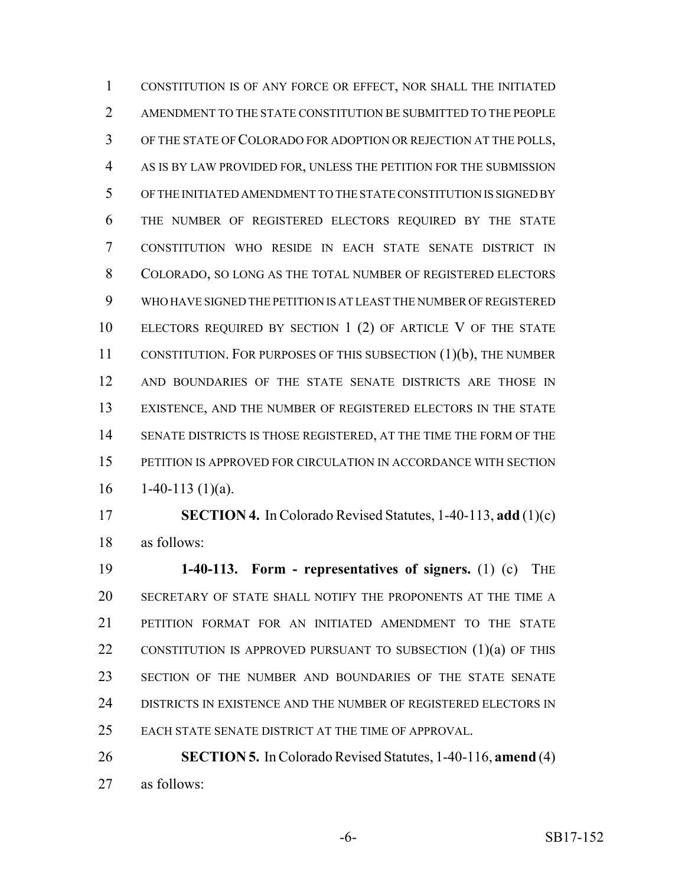CONSTITUTION IS OF ANY FORCE OR EFFECT, NOR SHALL THE INITIATED AMENDMENT TO THE STATE CONSTITUTION BE SUBMITTED TO THE PEOPLE OF THE STATE OF COLORADO FOR ADOPTION OR REJECTION AT THE POLLS, AS IS BY LAW PROVIDED FOR, UNLESS THE PETITION FOR THE SUBMISSION OF THE INITIATED AMENDMENT TO THE STATE CONSTITUTION IS SIGNED BY THE NUMBER OF REGISTERED ELECTORS REQUIRED BY THE STATE CONSTITUTION WHO RESIDE IN EACH STATE SENATE DISTRICT IN COLORADO, SO LONG AS THE TOTAL NUMBER OF REGISTERED ELECTORS WHO HAVE SIGNED THE PETITION IS AT LEAST THE NUMBER OF REGISTERED ELECTORS REQUIRED BY SECTION 1 (2) OF ARTICLE V OF THE STATE CONSTITUTION. FOR PURPOSES OF THIS SUBSECTION (1)(b), THE NUMBER AND BOUNDARIES OF THE STATE SENATE DISTRICTS ARE THOSE IN EXISTENCE, AND THE NUMBER OF REGISTERED ELECTORS IN THE STATE SENATE DISTRICTS IS THOSE REGISTERED, AT THE TIME THE FORM OF THE PETITION IS APPROVED FOR CIRCULATION IN ACCORDANCE WITH SECTION 1-40-113 (1)(a).

**SECTION 4.** In Colorado Revised Statutes, 1-40-113, **add** (1)(c) as follows:

**1-40-113. Form - representatives of signers.** (1) (c) THE SECRETARY OF STATE SHALL NOTIFY THE PROPONENTS AT THE TIME A PETITION FORMAT FOR AN INITIATED AMENDMENT TO THE STATE CONSTITUTION IS APPROVED PURSUANT TO SUBSECTION (1)(a) OF THIS SECTION OF THE NUMBER AND BOUNDARIES OF THE STATE SENATE DISTRICTS IN EXISTENCE AND THE NUMBER OF REGISTERED ELECTORS IN EACH STATE SENATE DISTRICT AT THE TIME OF APPROVAL.

**SECTION 5.** In Colorado Revised Statutes, 1-40-116, **amend** (4) as follows: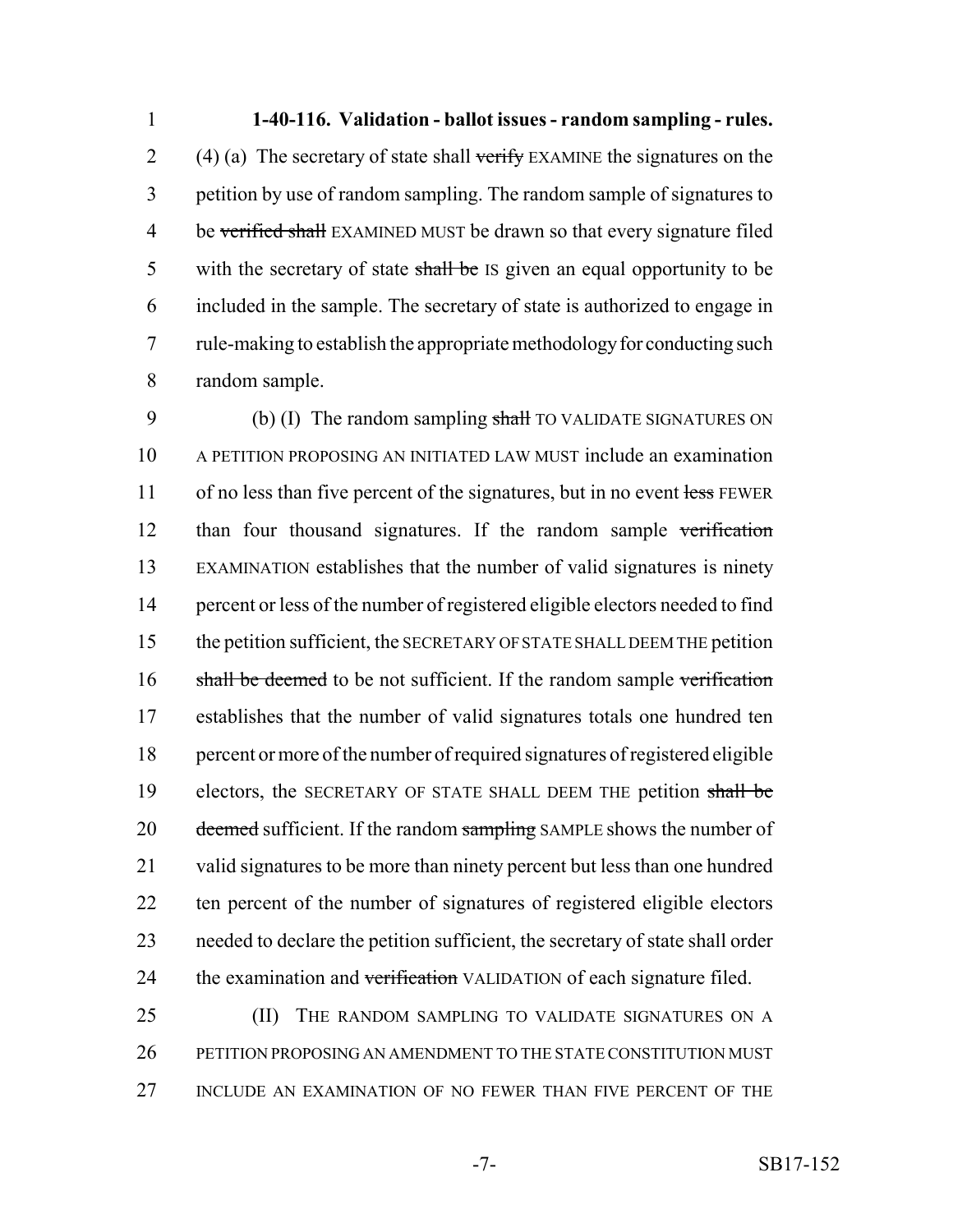**1-40-116. Validation - ballot issues - random sampling - rules.**
(4) (a) The secretary of state shall ~~verify~~ EXAMINE the signatures on the petition by use of random sampling. The random sample of signatures to be ~~verified shall~~ EXAMINED MUST be drawn so that every signature filed with the secretary of state ~~shall be~~ IS given an equal opportunity to be included in the sample. The secretary of state is authorized to engage in rule-making to establish the appropriate methodology for conducting such random sample.

(b) (I) The random sampling ~~shall~~ TO VALIDATE SIGNATURES ON A PETITION PROPOSING AN INITIATED LAW MUST include an examination of no less than five percent of the signatures, but in no event ~~less~~ FEWER than four thousand signatures. If the random sample ~~verification~~ EXAMINATION establishes that the number of valid signatures is ninety percent or less of the number of registered eligible electors needed to find the petition sufficient, the SECRETARY OF STATE SHALL DEEM THE petition ~~shall be deemed~~ to be not sufficient. If the random sample ~~verification~~ establishes that the number of valid signatures totals one hundred ten percent or more of the number of required signatures of registered eligible electors, the SECRETARY OF STATE SHALL DEEM THE petition ~~shall be deemed~~ sufficient. If the random ~~sampling~~ SAMPLE shows the number of valid signatures to be more than ninety percent but less than one hundred ten percent of the number of signatures of registered eligible electors needed to declare the petition sufficient, the secretary of state shall order the examination and ~~verification~~ VALIDATION of each signature filed.

(II) THE RANDOM SAMPLING TO VALIDATE SIGNATURES ON A PETITION PROPOSING AN AMENDMENT TO THE STATE CONSTITUTION MUST INCLUDE AN EXAMINATION OF NO FEWER THAN FIVE PERCENT OF THE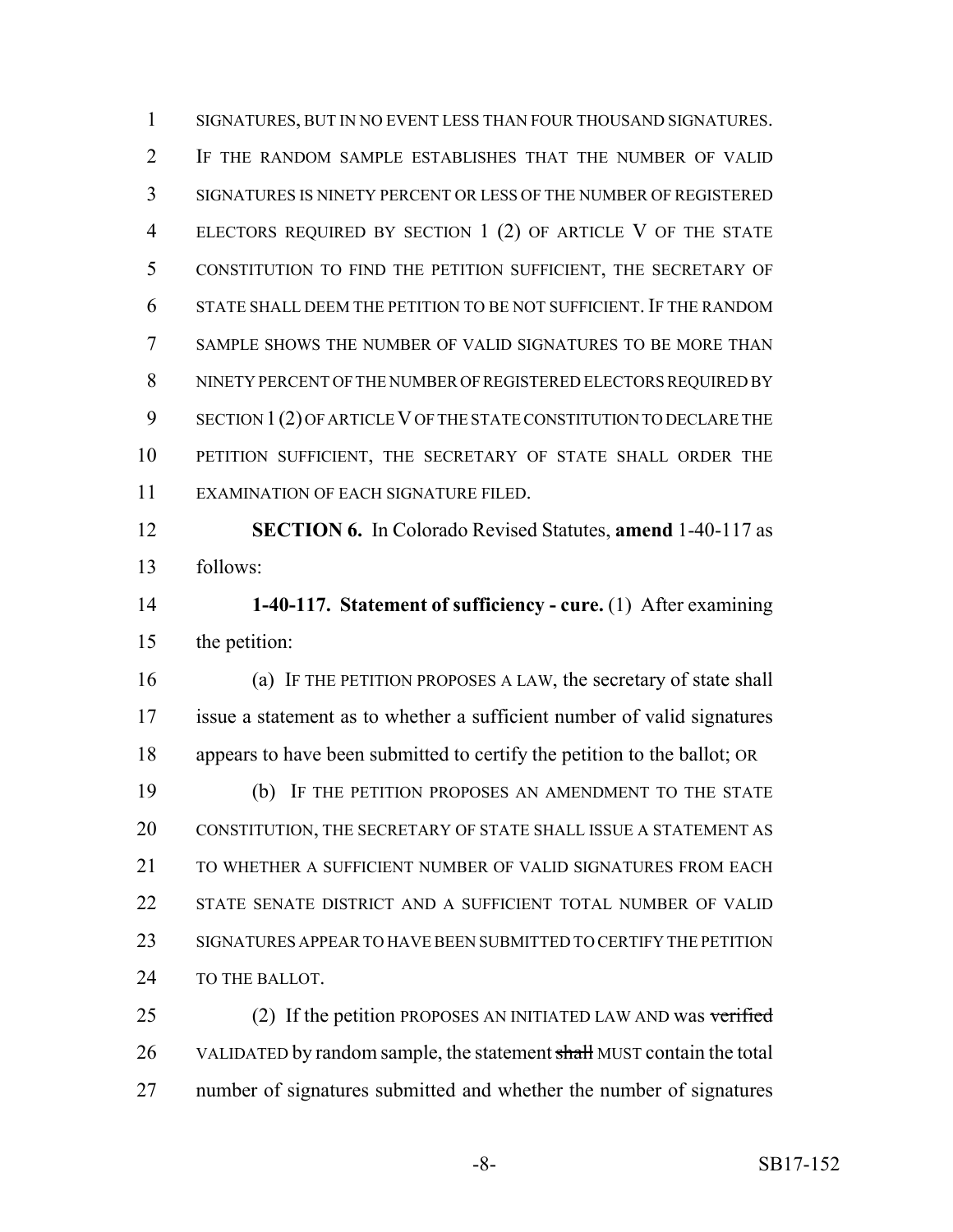SIGNATURES, BUT IN NO EVENT LESS THAN FOUR THOUSAND SIGNATURES. IF THE RANDOM SAMPLE ESTABLISHES THAT THE NUMBER OF VALID SIGNATURES IS NINETY PERCENT OR LESS OF THE NUMBER OF REGISTERED ELECTORS REQUIRED BY SECTION 1 (2) OF ARTICLE V OF THE STATE CONSTITUTION TO FIND THE PETITION SUFFICIENT, THE SECRETARY OF STATE SHALL DEEM THE PETITION TO BE NOT SUFFICIENT. IF THE RANDOM SAMPLE SHOWS THE NUMBER OF VALID SIGNATURES TO BE MORE THAN NINETY PERCENT OF THE NUMBER OF REGISTERED ELECTORS REQUIRED BY SECTION 1 (2) OF ARTICLE V OF THE STATE CONSTITUTION TO DECLARE THE PETITION SUFFICIENT, THE SECRETARY OF STATE SHALL ORDER THE EXAMINATION OF EACH SIGNATURE FILED.

**SECTION 6.** In Colorado Revised Statutes, **amend** 1-40-117 as follows:

**1-40-117. Statement of sufficiency - cure.** (1) After examining the petition:

(a) IF THE PETITION PROPOSES A LAW, the secretary of state shall issue a statement as to whether a sufficient number of valid signatures appears to have been submitted to certify the petition to the ballot; OR

(b) IF THE PETITION PROPOSES AN AMENDMENT TO THE STATE CONSTITUTION, THE SECRETARY OF STATE SHALL ISSUE A STATEMENT AS TO WHETHER A SUFFICIENT NUMBER OF VALID SIGNATURES FROM EACH STATE SENATE DISTRICT AND A SUFFICIENT TOTAL NUMBER OF VALID SIGNATURES APPEAR TO HAVE BEEN SUBMITTED TO CERTIFY THE PETITION TO THE BALLOT.

(2) If the petition PROPOSES AN INITIATED LAW AND was ~~verified~~ VALIDATED by random sample, the statement ~~shall~~ MUST contain the total number of signatures submitted and whether the number of signatures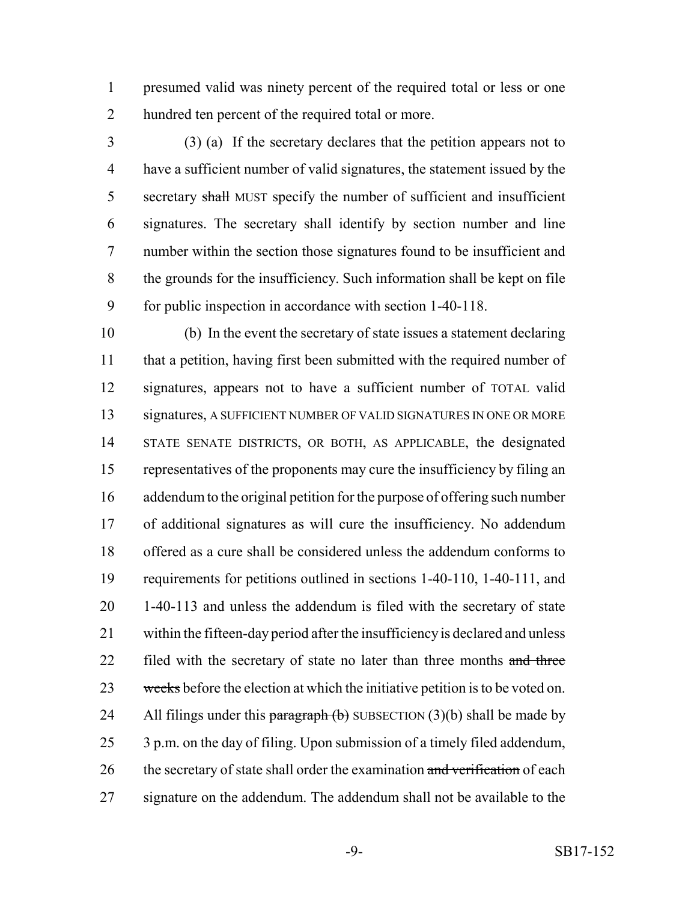presumed valid was ninety percent of the required total or less or one hundred ten percent of the required total or more.

(3) (a) If the secretary declares that the petition appears not to have a sufficient number of valid signatures, the statement issued by the secretary ~~shall~~ MUST specify the number of sufficient and insufficient signatures. The secretary shall identify by section number and line number within the section those signatures found to be insufficient and the grounds for the insufficiency. Such information shall be kept on file for public inspection in accordance with section 1-40-118.

(b) In the event the secretary of state issues a statement declaring that a petition, having first been submitted with the required number of signatures, appears not to have a sufficient number of TOTAL valid signatures, A SUFFICIENT NUMBER OF VALID SIGNATURES IN ONE OR MORE STATE SENATE DISTRICTS, OR BOTH, AS APPLICABLE, the designated representatives of the proponents may cure the insufficiency by filing an addendum to the original petition for the purpose of offering such number of additional signatures as will cure the insufficiency. No addendum offered as a cure shall be considered unless the addendum conforms to requirements for petitions outlined in sections 1-40-110, 1-40-111, and 1-40-113 and unless the addendum is filed with the secretary of state within the fifteen-day period after the insufficiency is declared and unless filed with the secretary of state no later than three months ~~and three weeks~~ before the election at which the initiative petition is to be voted on. All filings under this ~~paragraph (b)~~ SUBSECTION (3)(b) shall be made by 3 p.m. on the day of filing. Upon submission of a timely filed addendum, the secretary of state shall order the examination ~~and verification~~ of each signature on the addendum. The addendum shall not be available to the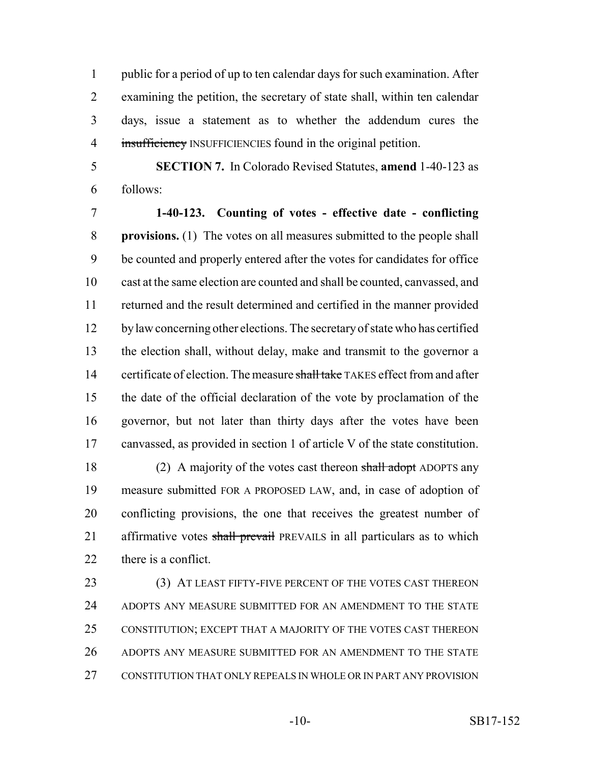public for a period of up to ten calendar days for such examination. After examining the petition, the secretary of state shall, within ten calendar days, issue a statement as to whether the addendum cures the ~~insufficiency~~ INSUFFICIENCIES found in the original petition.

**SECTION 7.** In Colorado Revised Statutes, **amend** 1-40-123 as follows:

**1-40-123. Counting of votes - effective date - conflicting provisions.** (1) The votes on all measures submitted to the people shall be counted and properly entered after the votes for candidates for office cast at the same election are counted and shall be counted, canvassed, and returned and the result determined and certified in the manner provided by law concerning other elections. The secretary of state who has certified the election shall, without delay, make and transmit to the governor a certificate of election. The measure ~~shall take~~ TAKES effect from and after the date of the official declaration of the vote by proclamation of the governor, but not later than thirty days after the votes have been canvassed, as provided in section 1 of article V of the state constitution.

(2) A majority of the votes cast thereon ~~shall adopt~~ ADOPTS any measure submitted FOR A PROPOSED LAW, and, in case of adoption of conflicting provisions, the one that receives the greatest number of affirmative votes ~~shall prevail~~ PREVAILS in all particulars as to which there is a conflict.

(3) AT LEAST FIFTY-FIVE PERCENT OF THE VOTES CAST THEREON ADOPTS ANY MEASURE SUBMITTED FOR AN AMENDMENT TO THE STATE CONSTITUTION; EXCEPT THAT A MAJORITY OF THE VOTES CAST THEREON ADOPTS ANY MEASURE SUBMITTED FOR AN AMENDMENT TO THE STATE CONSTITUTION THAT ONLY REPEALS IN WHOLE OR IN PART ANY PROVISION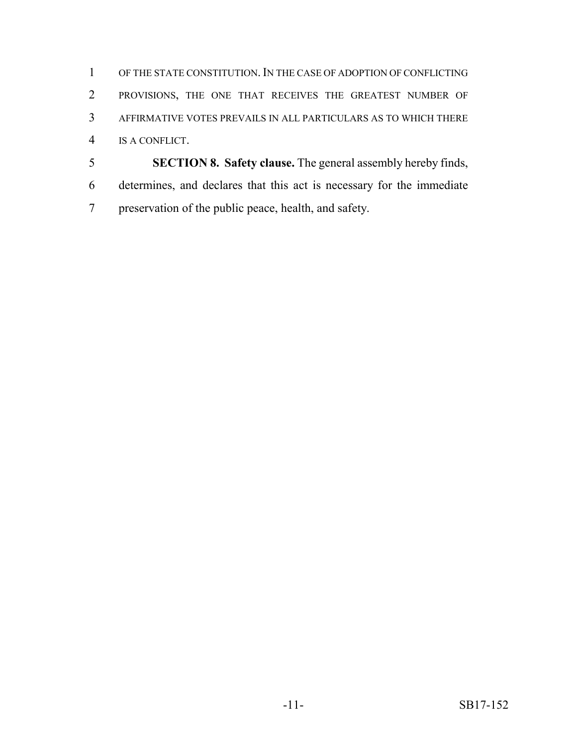OF THE STATE CONSTITUTION. IN THE CASE OF ADOPTION OF CONFLICTING PROVISIONS, THE ONE THAT RECEIVES THE GREATEST NUMBER OF AFFIRMATIVE VOTES PREVAILS IN ALL PARTICULARS AS TO WHICH THERE IS A CONFLICT.

**SECTION 8. Safety clause.** The general assembly hereby finds, determines, and declares that this act is necessary for the immediate preservation of the public peace, health, and safety.